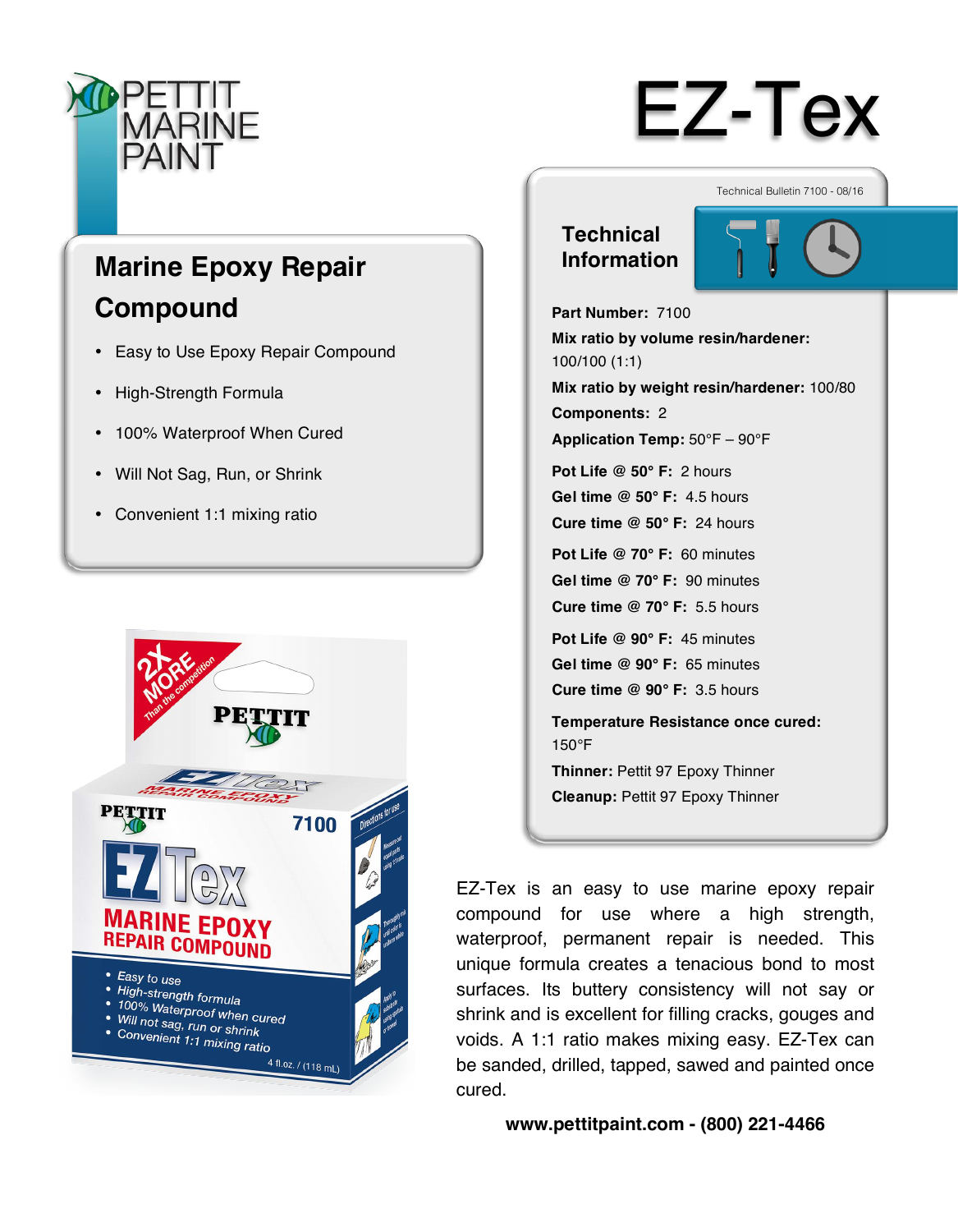PETTIT MARINE PAINT

# EZ-Tex

## Marine Epoxy Repair Compound

- Easy to Use Epoxy Repair Compound
- High-Strength Formula
- 100% Waterproof When Cured
- Will Not Sag, Run, or Shrink
- Convenient 1:1 mixing ratio

Technical Bulletin 7100 - 08/16

## Technical Information

**Part Number:** 7100

**Mix ratio by volume resin/hardener:** 100/100 (1:1)

**Mix ratio by weight resin/hardener:** 100/80

**Components:** 2

**Application Temp:** 50°F – 90°F

**Pot Life @ 50° F:** 2 hours

**Gel time @ 50° F:** 4.5 hours

**Cure time @ 50° F:** 24 hours

**Pot Life @ 70° F:** 60 minutes

**Gel time @ 70° F:** 90 minutes

**Cure time @ 70° F:** 5.5 hours

**Pot Life @ 90° F:** 45 minutes

**Gel time @ 90° F:** 65 minutes

**Cure time @ 90° F:** 3.5 hours

**Temperature Resistance once cured:** 150°F

**Thinner:** Pettit 97 Epoxy Thinner

**Cleanup:** Pettit 97 Epoxy Thinner

EZ-Tex is an easy to use marine epoxy repair compound for use where a high strength, waterproof, permanent repair is needed. This unique formula creates a tenacious bond to most surfaces. Its buttery consistency will not say or shrink and is excellent for filling cracks, gouges and voids. A 1:1 ratio makes mixing easy. EZ-Tex can be sanded, drilled, tapped, sawed and painted once cured.

**www.pettitpaint.com - (800) 221-4466**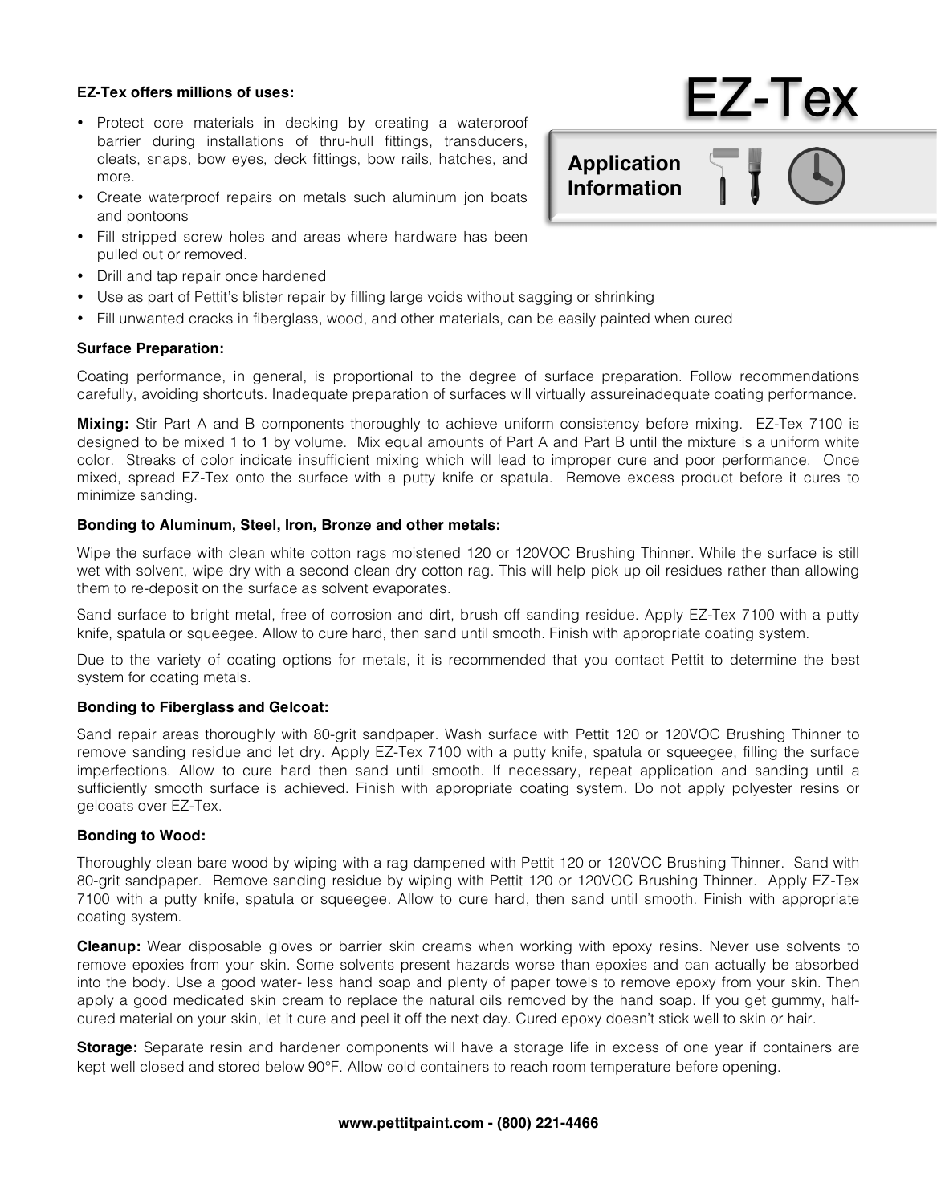# EZ-Tex

**Application Information**

**EZ-Tex offers millions of uses:**

- Protect core materials in decking by creating a waterproof barrier during installations of thru-hull fittings, transducers, cleats, snaps, bow eyes, deck fittings, bow rails, hatches, and more.
- Create waterproof repairs on metals such aluminum jon boats and pontoons
- Fill stripped screw holes and areas where hardware has been pulled out or removed.
- Drill and tap repair once hardened
- Use as part of Pettit's blister repair by filling large voids without sagging or shrinking
- Fill unwanted cracks in fiberglass, wood, and other materials, can be easily painted when cured

**Surface Preparation:**

Coating performance, in general, is proportional to the degree of surface preparation. Follow recommendations carefully, avoiding shortcuts. Inadequate preparation of surfaces will virtually assureinadequate coating performance.

**Mixing:** Stir Part A and B components thoroughly to achieve uniform consistency before mixing. EZ-Tex 7100 is designed to be mixed 1 to 1 by volume. Mix equal amounts of Part A and Part B until the mixture is a uniform white color. Streaks of color indicate insufficient mixing which will lead to improper cure and poor performance. Once mixed, spread EZ-Tex onto the surface with a putty knife or spatula. Remove excess product before it cures to minimize sanding.

**Bonding to Aluminum, Steel, Iron, Bronze and other metals:**

Wipe the surface with clean white cotton rags moistened 120 or 120VOC Brushing Thinner. While the surface is still wet with solvent, wipe dry with a second clean dry cotton rag. This will help pick up oil residues rather than allowing them to re-deposit on the surface as solvent evaporates.

Sand surface to bright metal, free of corrosion and dirt, brush off sanding residue. Apply EZ-Tex 7100 with a putty knife, spatula or squeegee. Allow to cure hard, then sand until smooth. Finish with appropriate coating system.

Due to the variety of coating options for metals, it is recommended that you contact Pettit to determine the best system for coating metals.

**Bonding to Fiberglass and Gelcoat:**

Sand repair areas thoroughly with 80-grit sandpaper. Wash surface with Pettit 120 or 120VOC Brushing Thinner to remove sanding residue and let dry. Apply EZ-Tex 7100 with a putty knife, spatula or squeegee, filling the surface imperfections. Allow to cure hard then sand until smooth. If necessary, repeat application and sanding until a sufficiently smooth surface is achieved. Finish with appropriate coating system. Do not apply polyester resins or gelcoats over EZ-Tex.

**Bonding to Wood:**

Thoroughly clean bare wood by wiping with a rag dampened with Pettit 120 or 120VOC Brushing Thinner. Sand with 80-grit sandpaper. Remove sanding residue by wiping with Pettit 120 or 120VOC Brushing Thinner. Apply EZ-Tex 7100 with a putty knife, spatula or squeegee. Allow to cure hard, then sand until smooth. Finish with appropriate coating system.

**Cleanup:** Wear disposable gloves or barrier skin creams when working with epoxy resins. Never use solvents to remove epoxies from your skin. Some solvents present hazards worse than epoxies and can actually be absorbed into the body. Use a good water- less hand soap and plenty of paper towels to remove epoxy from your skin. Then apply a good medicated skin cream to replace the natural oils removed by the hand soap. If you get gummy, half-cured material on your skin, let it cure and peel it off the next day. Cured epoxy doesn't stick well to skin or hair.

**Storage:** Separate resin and hardener components will have a storage life in excess of one year if containers are kept well closed and stored below 90°F. Allow cold containers to reach room temperature before opening.

**www.pettitpaint.com - (800) 221-4466**